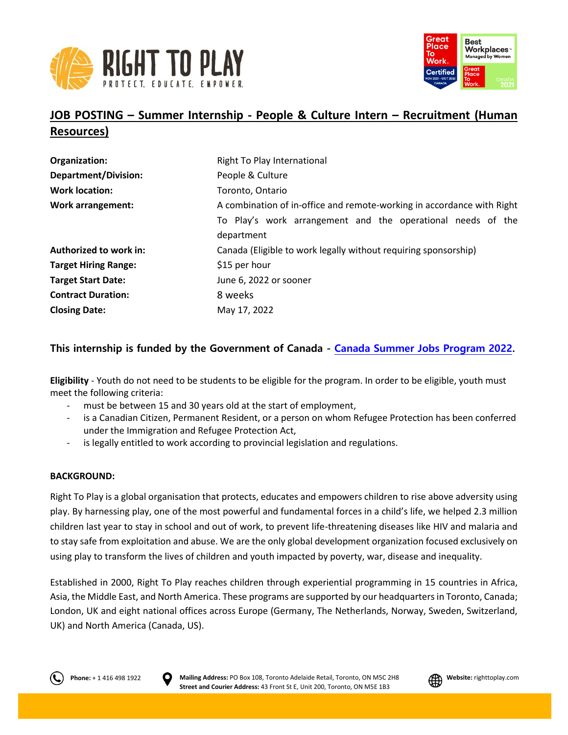# JOB POSTING – Summer Internship - People & Culture Intern – Recruitment (Human Resources)

| | |
|---|---|
| **Organization:** | Right To Play International |
| **Department/Division:** | People & Culture |
| **Work location:** | Toronto, Ontario |
| **Work arrangement:** | A combination of in-office and remote-working in accordance with Right To Play's work arrangement and the operational needs of the department |
| **Authorized to work in:** | Canada (Eligible to work legally without requiring sponsorship) |
| **Target Hiring Range:** | $15 per hour |
| **Target Start Date:** | June 6, 2022 or sooner |
| **Contract Duration:** | 8 weeks |
| **Closing Date:** | May 17, 2022 |

### This internship is funded by the Government of Canada - Canada Summer Jobs Program 2022.

**Eligibility** - Youth do not need to be students to be eligible for the program. In order to be eligible, youth must meet the following criteria:

- must be between 15 and 30 years old at the start of employment,
- is a Canadian Citizen, Permanent Resident, or a person on whom Refugee Protection has been conferred under the Immigration and Refugee Protection Act,
- is legally entitled to work according to provincial legislation and regulations.

**BACKGROUND:**

Right To Play is a global organisation that protects, educates and empowers children to rise above adversity using play. By harnessing play, one of the most powerful and fundamental forces in a child's life, we helped 2.3 million children last year to stay in school and out of work, to prevent life-threatening diseases like HIV and malaria and to stay safe from exploitation and abuse. We are the only global development organization focused exclusively on using play to transform the lives of children and youth impacted by poverty, war, disease and inequality.

Established in 2000, Right To Play reaches children through experiential programming in 15 countries in Africa, Asia, the Middle East, and North America. These programs are supported by our headquarters in Toronto, Canada; London, UK and eight national offices across Europe (Germany, The Netherlands, Norway, Sweden, Switzerland, UK) and North America (Canada, US).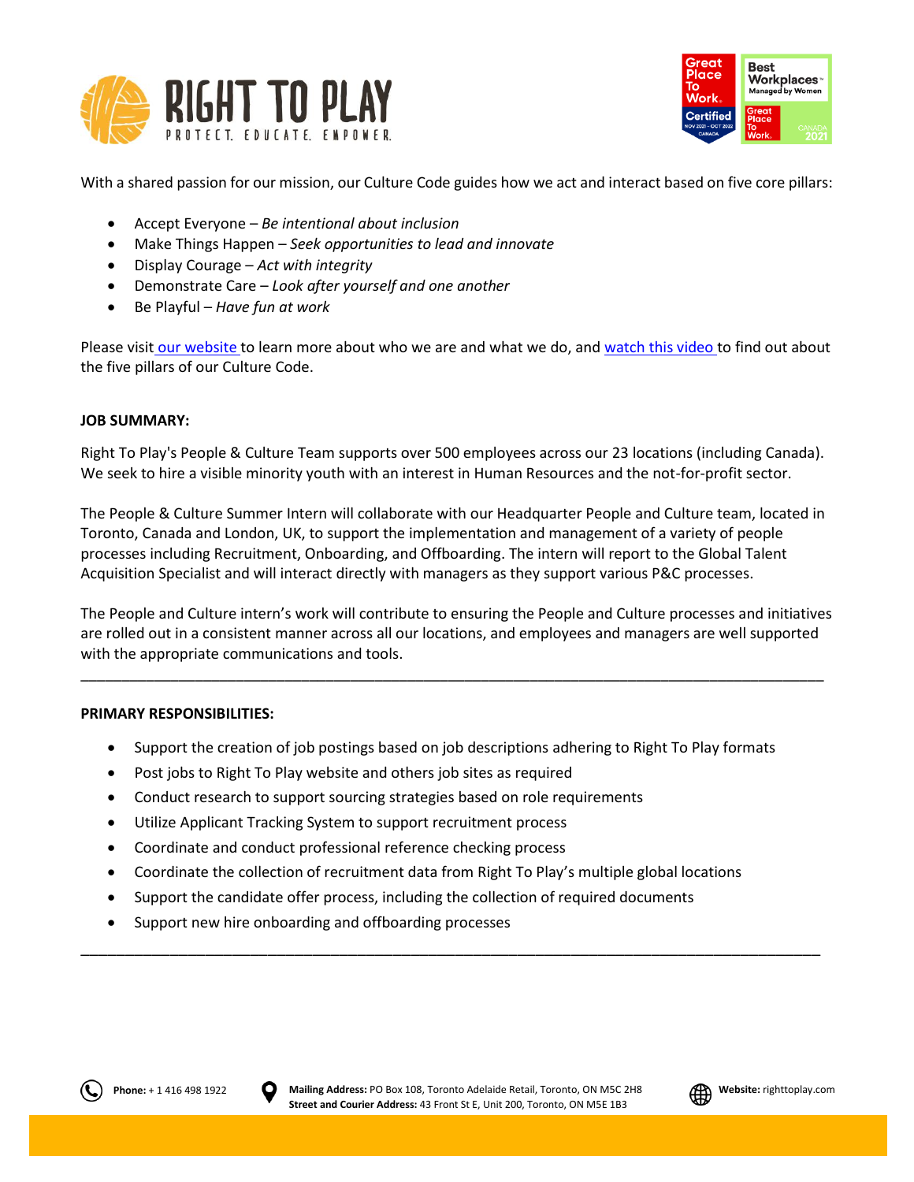With a shared passion for our mission, our Culture Code guides how we act and interact based on five core pillars:

- Accept Everyone – *Be intentional about inclusion*
- Make Things Happen – *Seek opportunities to lead and innovate*
- Display Courage – *Act with integrity*
- Demonstrate Care – *Look after yourself and one another*
- Be Playful – *Have fun at work*

Please visit our website to learn more about who we are and what we do, and watch this video to find out about the five pillars of our Culture Code.

**JOB SUMMARY:**

Right To Play's People & Culture Team supports over 500 employees across our 23 locations (including Canada). We seek to hire a visible minority youth with an interest in Human Resources and the not-for-profit sector.

The People & Culture Summer Intern will collaborate with our Headquarter People and Culture team, located in Toronto, Canada and London, UK, to support the implementation and management of a variety of people processes including Recruitment, Onboarding, and Offboarding. The intern will report to the Global Talent Acquisition Specialist and will interact directly with managers as they support various P&C processes.

The People and Culture intern's work will contribute to ensuring the People and Culture processes and initiatives are rolled out in a consistent manner across all our locations, and employees and managers are well supported with the appropriate communications and tools.

---

**PRIMARY RESPONSIBILITIES:**

- Support the creation of job postings based on job descriptions adhering to Right To Play formats
- Post jobs to Right To Play website and others job sites as required
- Conduct research to support sourcing strategies based on role requirements
- Utilize Applicant Tracking System to support recruitment process
- Coordinate and conduct professional reference checking process
- Coordinate the collection of recruitment data from Right To Play's multiple global locations
- Support the candidate offer process, including the collection of required documents
- Support new hire onboarding and offboarding processes

---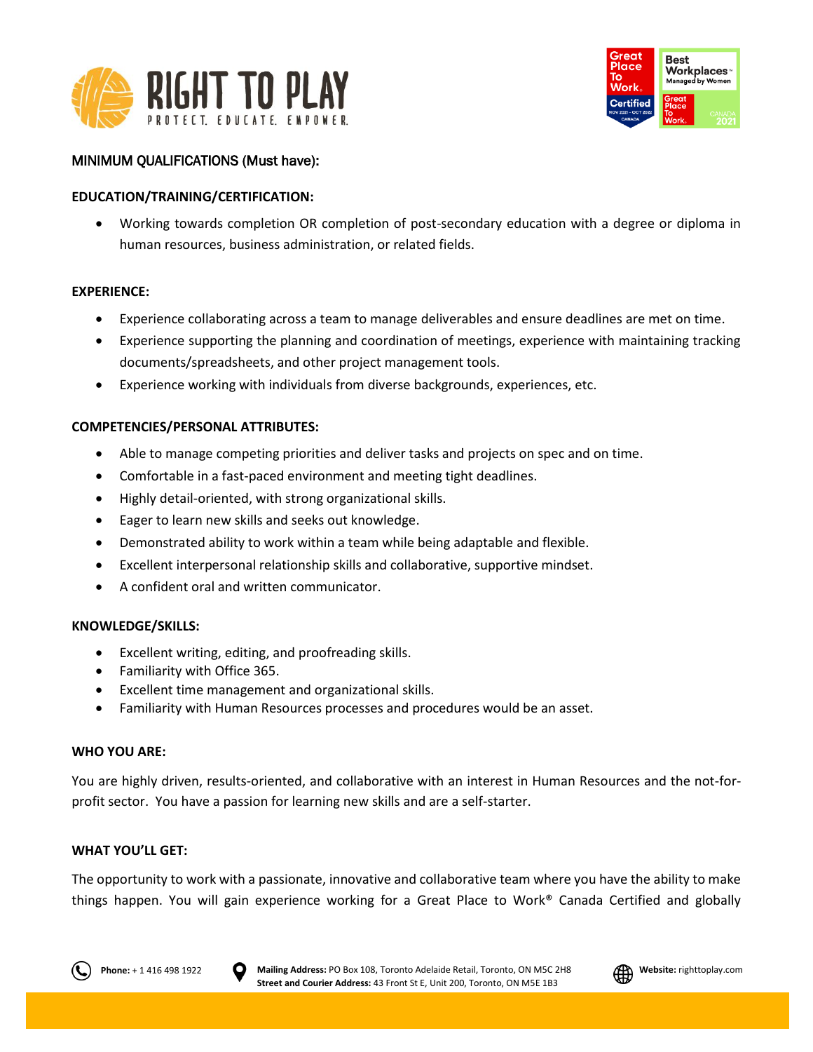MINIMUM QUALIFICATIONS (Must have):

**EDUCATION/TRAINING/CERTIFICATION:**

- Working towards completion OR completion of post-secondary education with a degree or diploma in human resources, business administration, or related fields.

**EXPERIENCE:**

- Experience collaborating across a team to manage deliverables and ensure deadlines are met on time.
- Experience supporting the planning and coordination of meetings, experience with maintaining tracking documents/spreadsheets, and other project management tools.
- Experience working with individuals from diverse backgrounds, experiences, etc.

**COMPETENCIES/PERSONAL ATTRIBUTES:**

- Able to manage competing priorities and deliver tasks and projects on spec and on time.
- Comfortable in a fast-paced environment and meeting tight deadlines.
- Highly detail-oriented, with strong organizational skills.
- Eager to learn new skills and seeks out knowledge.
- Demonstrated ability to work within a team while being adaptable and flexible.
- Excellent interpersonal relationship skills and collaborative, supportive mindset.
- A confident oral and written communicator.

**KNOWLEDGE/SKILLS:**

- Excellent writing, editing, and proofreading skills.
- Familiarity with Office 365.
- Excellent time management and organizational skills.
- Familiarity with Human Resources processes and procedures would be an asset.

**WHO YOU ARE:**

You are highly driven, results-oriented, and collaborative with an interest in Human Resources and the not-for-profit sector. You have a passion for learning new skills and are a self-starter.

**WHAT YOU'LL GET:**

The opportunity to work with a passionate, innovative and collaborative team where you have the ability to make things happen. You will gain experience working for a Great Place to Work® Canada Certified and globally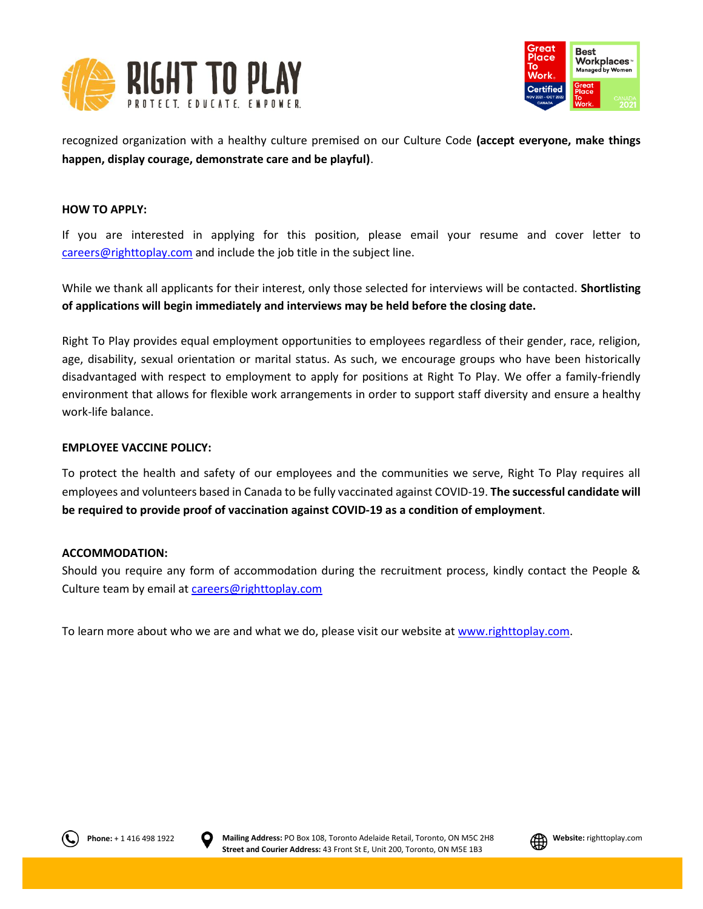recognized organization with a healthy culture premised on our Culture Code **(accept everyone, make things happen, display courage, demonstrate care and be playful)**.

**HOW TO APPLY:**

If you are interested in applying for this position, please email your resume and cover letter to careers@righttoplay.com and include the job title in the subject line.

While we thank all applicants for their interest, only those selected for interviews will be contacted. **Shortlisting of applications will begin immediately and interviews may be held before the closing date.**

Right To Play provides equal employment opportunities to employees regardless of their gender, race, religion, age, disability, sexual orientation or marital status. As such, we encourage groups who have been historically disadvantaged with respect to employment to apply for positions at Right To Play. We offer a family-friendly environment that allows for flexible work arrangements in order to support staff diversity and ensure a healthy work-life balance.

**EMPLOYEE VACCINE POLICY:**

To protect the health and safety of our employees and the communities we serve, Right To Play requires all employees and volunteers based in Canada to be fully vaccinated against COVID-19. **The successful candidate will be required to provide proof of vaccination against COVID-19 as a condition of employment**.

**ACCOMMODATION:**

Should you require any form of accommodation during the recruitment process, kindly contact the People & Culture team by email at careers@righttoplay.com

To learn more about who we are and what we do, please visit our website at www.righttoplay.com.